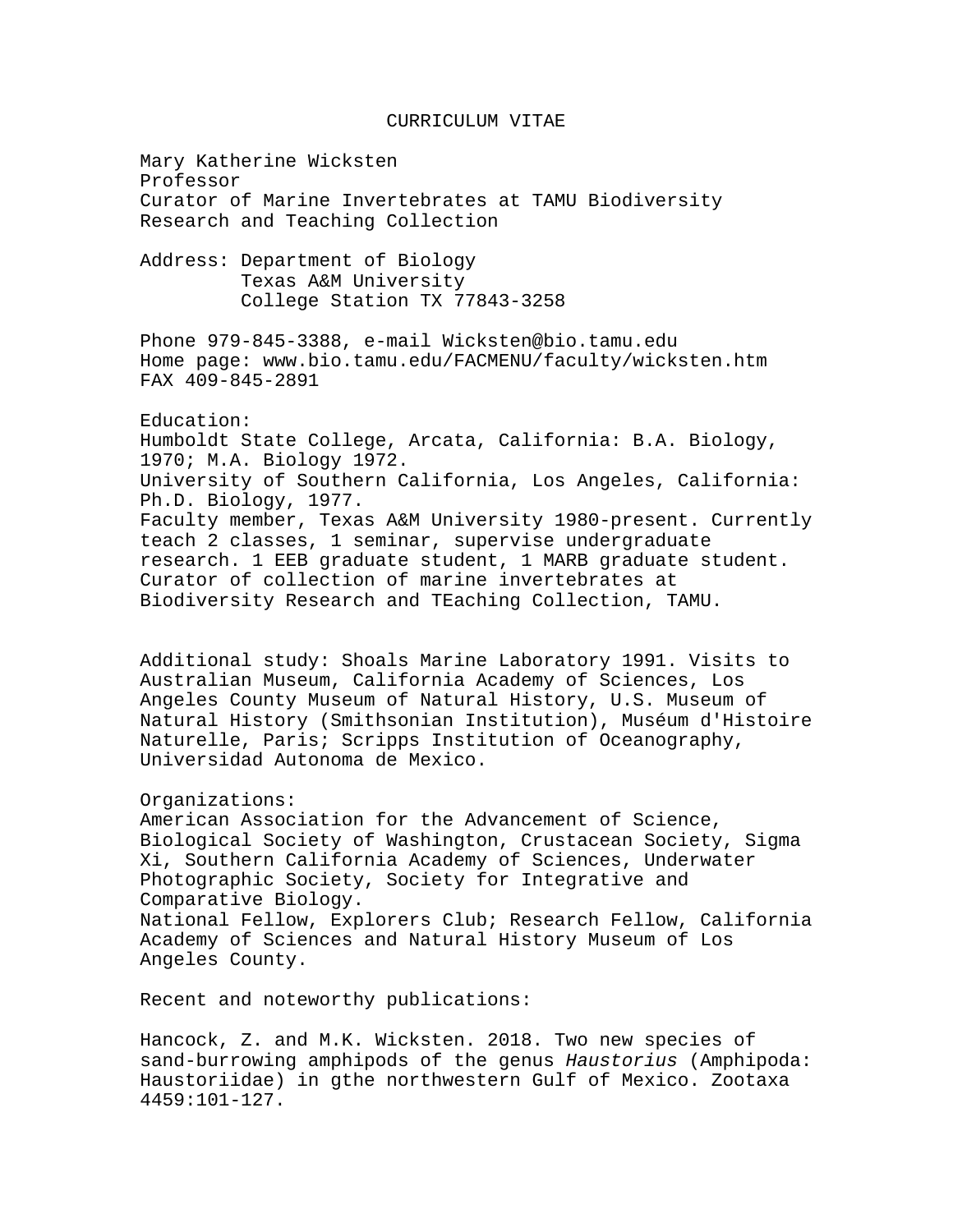# CURRICULUM VITAE

Mary Katherine Wicksten
Professor
Curator of Marine Invertebrates at TAMU Biodiversity Research and Teaching Collection

Address: Department of Biology
Texas A&M University
College Station TX 77843-3258

Phone 979-845-3388, e-mail Wicksten@bio.tamu.edu
Home page: www.bio.tamu.edu/FACMENU/faculty/wicksten.htm
FAX 409-845-2891

Education:
Humboldt State College, Arcata, California: B.A. Biology, 1970; M.A. Biology 1972.
University of Southern California, Los Angeles, California: Ph.D. Biology, 1977.
Faculty member, Texas A&M University 1980-present. Currently teach 2 classes, 1 seminar, supervise undergraduate research. 1 EEB graduate student, 1 MARB graduate student. Curator of collection of marine invertebrates at Biodiversity Research and TEaching Collection, TAMU.

Additional study: Shoals Marine Laboratory 1991. Visits to Australian Museum, California Academy of Sciences, Los Angeles County Museum of Natural History, U.S. Museum of Natural History (Smithsonian Institution), Muséum d'Histoire Naturelle, Paris; Scripps Institution of Oceanography, Universidad Autonoma de Mexico.

Organizations:
American Association for the Advancement of Science, Biological Society of Washington, Crustacean Society, Sigma Xi, Southern California Academy of Sciences, Underwater Photographic Society, Society for Integrative and Comparative Biology.
National Fellow, Explorers Club; Research Fellow, California Academy of Sciences and Natural History Museum of Los Angeles County.

Recent and noteworthy publications:

Hancock, Z. and M.K. Wicksten. 2018. Two new species of sand-burrowing amphipods of the genus *Haustorius* (Amphipoda: Haustoriidae) in gthe northwestern Gulf of Mexico. Zootaxa 4459:101-127.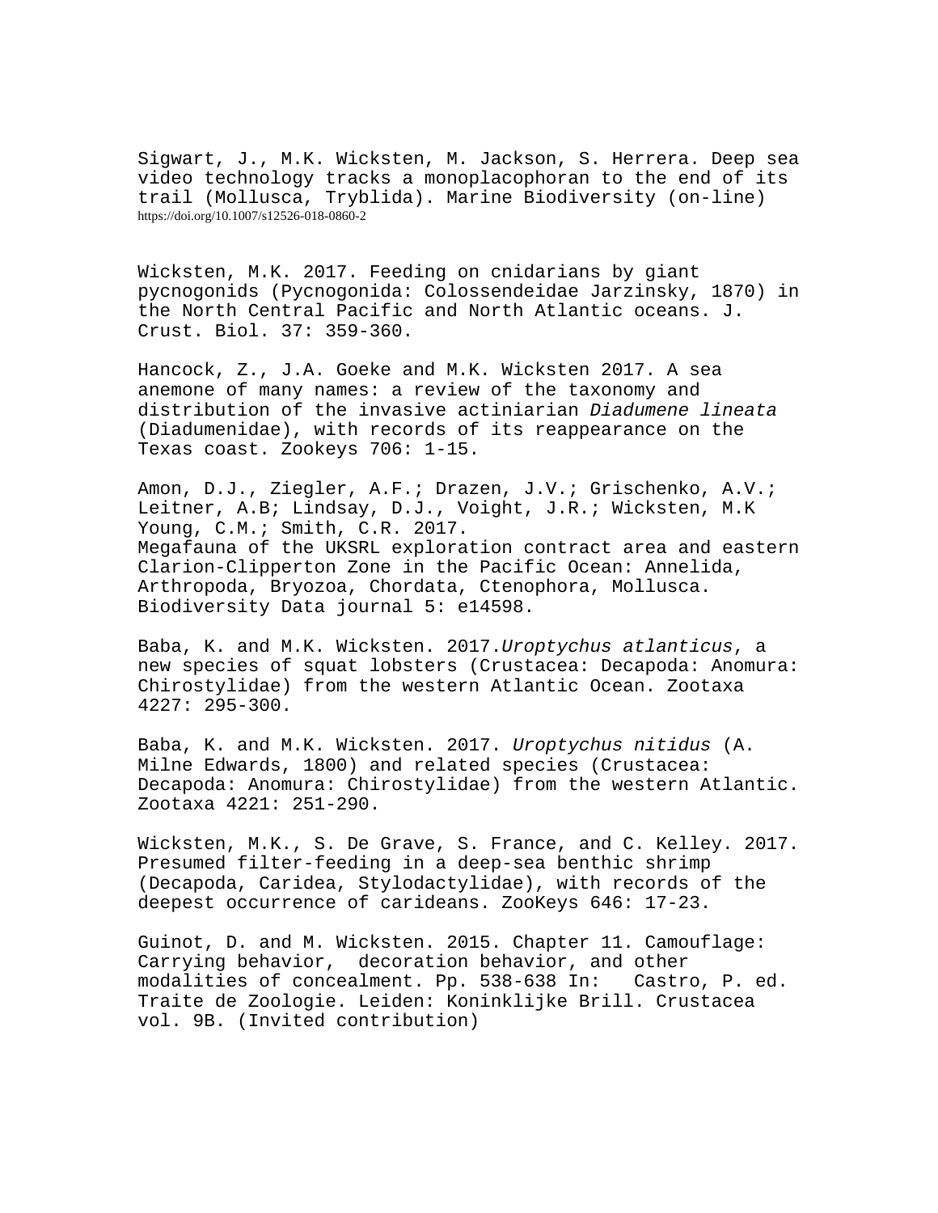Sigwart, J., M.K. Wicksten, M. Jackson, S. Herrera. Deep sea video technology tracks a monoplacophoran to the end of its trail (Mollusca, Tryblida). Marine Biodiversity (on-line) https://doi.org/10.1007/s12526-018-0860-2

Wicksten, M.K. 2017. Feeding on cnidarians by giant pycnogonids (Pycnogonida: Colossendeidae Jarzinsky, 1870) in the North Central Pacific and North Atlantic oceans. J. Crust. Biol. 37: 359-360.

Hancock, Z., J.A. Goeke and M.K. Wicksten 2017. A sea anemone of many names: a review of the taxonomy and distribution of the invasive actiniarian *Diadumene lineata* (Diadumenidae), with records of its reappearance on the Texas coast. Zookeys 706: 1-15.

Amon, D.J., Ziegler, A.F.; Drazen, J.V.; Grischenko, A.V.; Leitner, A.B; Lindsay, D.J., Voight, J.R.; Wicksten, M.K Young, C.M.; Smith, C.R. 2017.
Megafauna of the UKSRL exploration contract area and eastern Clarion-Clipperton Zone in the Pacific Ocean: Annelida, Arthropoda, Bryozoa, Chordata, Ctenophora, Mollusca. Biodiversity Data journal 5: e14598.

Baba, K. and M.K. Wicksten. 2017.*Uroptychus atlanticus*, a new species of squat lobsters (Crustacea: Decapoda: Anomura: Chirostylidae) from the western Atlantic Ocean. Zootaxa 4227: 295-300.

Baba, K. and M.K. Wicksten. 2017. *Uroptychus nitidus* (A. Milne Edwards, 1800) and related species (Crustacea: Decapoda: Anomura: Chirostylidae) from the western Atlantic. Zootaxa 4221: 251-290.

Wicksten, M.K., S. De Grave, S. France, and C. Kelley. 2017. Presumed filter-feeding in a deep-sea benthic shrimp (Decapoda, Caridea, Stylodactylidae), with records of the deepest occurrence of carideans. ZooKeys 646: 17-23.

Guinot, D. and M. Wicksten. 2015. Chapter 11. Camouflage: Carrying behavior, decoration behavior, and other modalities of concealment. Pp. 538-638 In: Castro, P. ed. Traite de Zoologie. Leiden: Koninklijke Brill. Crustacea vol. 9B. (Invited contribution)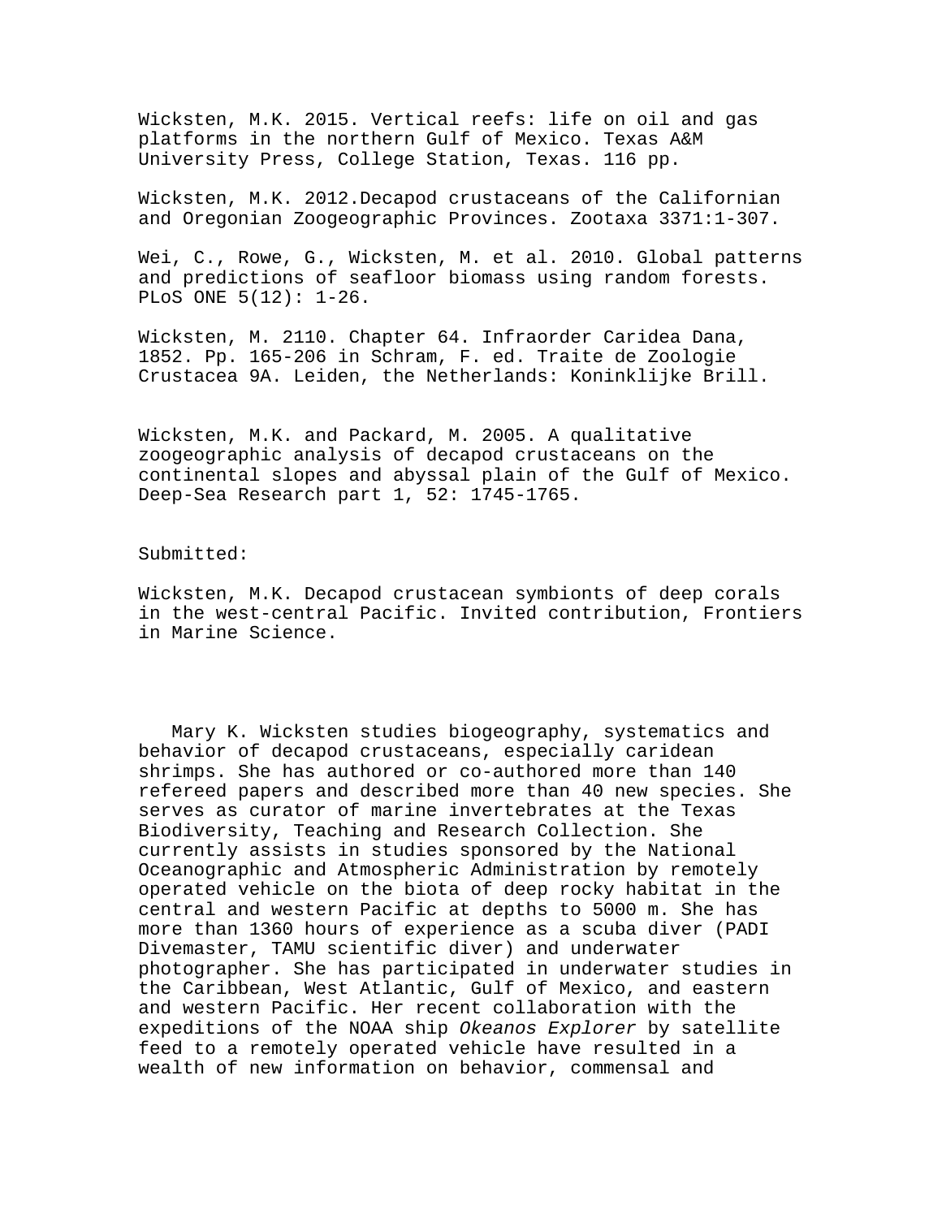Wicksten, M.K. 2015. Vertical reefs: life on oil and gas platforms in the northern Gulf of Mexico. Texas A&M University Press, College Station, Texas. 116 pp.

Wicksten, M.K. 2012.Decapod crustaceans of the Californian and Oregonian Zoogeographic Provinces. Zootaxa 3371:1-307.

Wei, C., Rowe, G., Wicksten, M. et al. 2010. Global patterns and predictions of seafloor biomass using random forests. PLoS ONE 5(12): 1-26.

Wicksten, M. 2110. Chapter 64. Infraorder Caridea Dana, 1852. Pp. 165-206 in Schram, F. ed. Traite de Zoologie Crustacea 9A. Leiden, the Netherlands: Koninklijke Brill.

Wicksten, M.K. and Packard, M. 2005. A qualitative zoogeographic analysis of decapod crustaceans on the continental slopes and abyssal plain of the Gulf of Mexico. Deep-Sea Research part 1, 52: 1745-1765.

Submitted:

Wicksten, M.K. Decapod crustacean symbionts of deep corals in the west-central Pacific. Invited contribution, Frontiers in Marine Science.

Mary K. Wicksten studies biogeography, systematics and behavior of decapod crustaceans, especially caridean shrimps. She has authored or co-authored more than 140 refereed papers and described more than 40 new species. She serves as curator of marine invertebrates at the Texas Biodiversity, Teaching and Research Collection. She currently assists in studies sponsored by the National Oceanographic and Atmospheric Administration by remotely operated vehicle on the biota of deep rocky habitat in the central and western Pacific at depths to 5000 m. She has more than 1360 hours of experience as a scuba diver (PADI Divemaster, TAMU scientific diver) and underwater photographer. She has participated in underwater studies in the Caribbean, West Atlantic, Gulf of Mexico, and eastern and western Pacific. Her recent collaboration with the expeditions of the NOAA ship *Okeanos Explorer* by satellite feed to a remotely operated vehicle have resulted in a wealth of new information on behavior, commensal and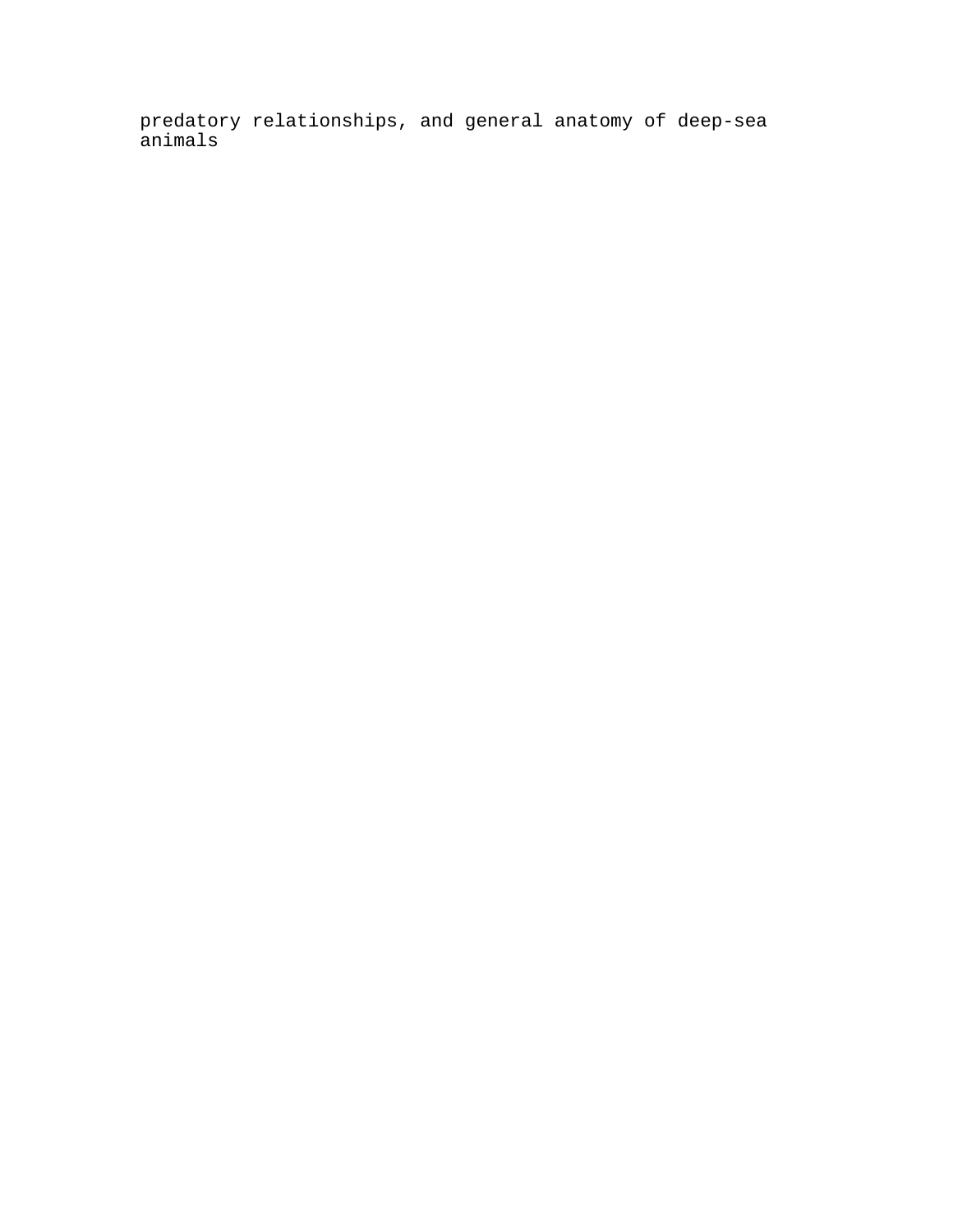predatory relationships, and general anatomy of deep-sea animals